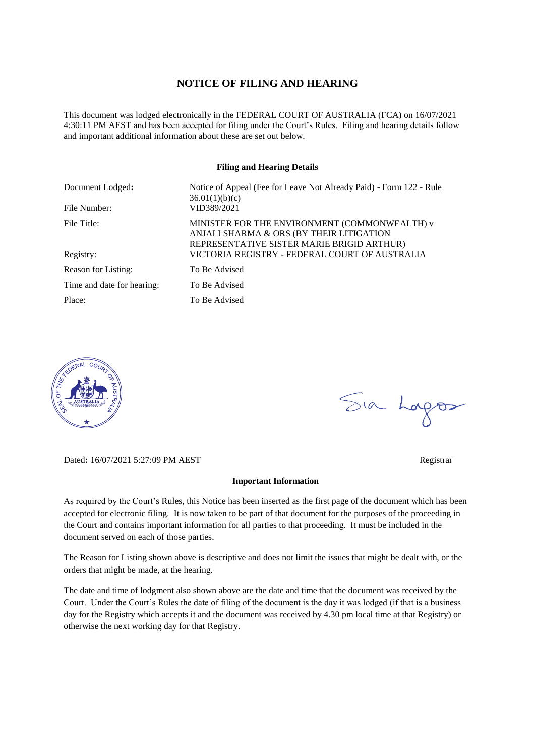# NOTICE OF FILING AND HEARING

This document was lodged electronically in the FEDERAL COURT OF AUSTRALIA (FCA) on 16/07/2021 4:30:11 PM AEST and has been accepted for filing under the Court's Rules. Filing and hearing details follow and important additional information about these are set out below.

**Filing and Hearing Details**

| | |
|---|---|
| Document Lodged**:** | Notice of Appeal (Fee for Leave Not Already Paid) - Form 122 - Rule 36.01(1)(b)(c) |
| File Number: | VID389/2021 |
| File Title: | MINISTER FOR THE ENVIRONMENT (COMMONWEALTH) v ANJALI SHARMA & ORS (BY THEIR LITIGATION REPRESENTATIVE SISTER MARIE BRIGID ARTHUR) |
| Registry: | VICTORIA REGISTRY - FEDERAL COURT OF AUSTRALIA |
| Reason for Listing: | To Be Advised |
| Time and date for hearing: | To Be Advised |
| Place: | To Be Advised |

Dated**:** 16/07/2021 5:27:09 PM AEST

Registrar

**Important Information**

As required by the Court's Rules, this Notice has been inserted as the first page of the document which has been accepted for electronic filing. It is now taken to be part of that document for the purposes of the proceeding in the Court and contains important information for all parties to that proceeding. It must be included in the document served on each of those parties.

The Reason for Listing shown above is descriptive and does not limit the issues that might be dealt with, or the orders that might be made, at the hearing.

The date and time of lodgment also shown above are the date and time that the document was received by the Court. Under the Court's Rules the date of filing of the document is the day it was lodged (if that is a business day for the Registry which accepts it and the document was received by 4.30 pm local time at that Registry) or otherwise the next working day for that Registry.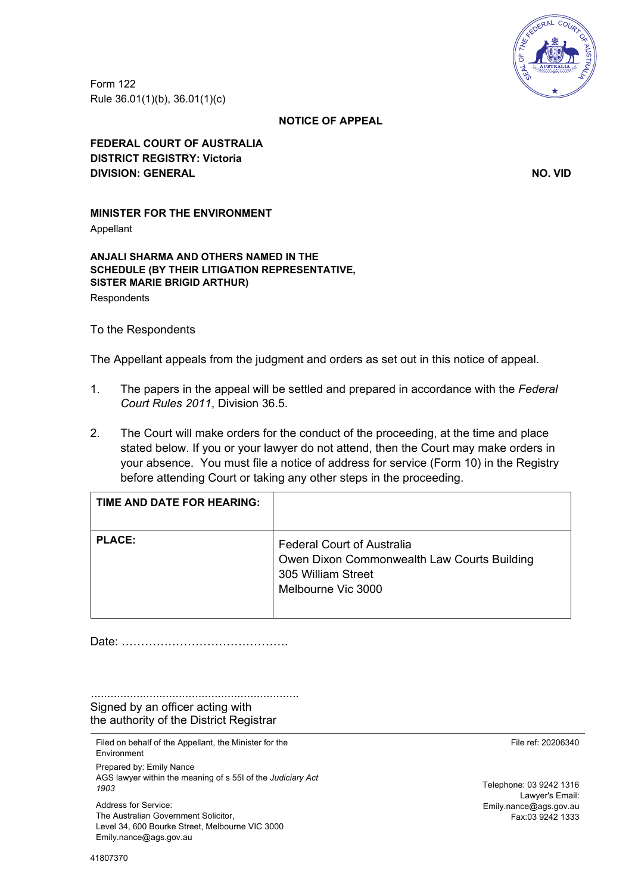Form 122
Rule 36.01(1)(b), 36.01(1)(c)

**NOTICE OF APPEAL**

**FEDERAL COURT OF AUSTRALIA**
**DISTRICT REGISTRY: Victoria**
**DIVISION: GENERAL** **NO. VID**

**MINISTER FOR THE ENVIRONMENT**
Appellant

**ANJALI SHARMA AND OTHERS NAMED IN THE SCHEDULE (BY THEIR LITIGATION REPRESENTATIVE, SISTER MARIE BRIGID ARTHUR)**
Respondents

To the Respondents

The Appellant appeals from the judgment and orders as set out in this notice of appeal.

1. The papers in the appeal will be settled and prepared in accordance with the *Federal Court Rules 2011*, Division 36.5.

2. The Court will make orders for the conduct of the proceeding, at the time and place stated below. If you or your lawyer do not attend, then the Court may make orders in your absence. You must file a notice of address for service (Form 10) in the Registry before attending Court or taking any other steps in the proceeding.

| **TIME AND DATE FOR HEARING:** | |
|---|---|
| **PLACE:** | Federal Court of Australia<br>Owen Dixon Commonwealth Law Courts Building<br>305 William Street<br>Melbourne Vic 3000 |

Date: …………………………………….

……………………………………………………….
Signed by an officer acting with
the authority of the District Registrar

Filed on behalf of the Appellant, the Minister for the Environment
Prepared by: Emily Nance
AGS lawyer within the meaning of s 55I of the *Judiciary Act 1903*

Address for Service:
The Australian Government Solicitor,
Level 34, 600 Bourke Street, Melbourne VIC 3000
Emily.nance@ags.gov.au

File ref: 20206340

Telephone: 03 9242 1316
Lawyer's Email: Emily.nance@ags.gov.au
Fax:03 9242 1333

41807370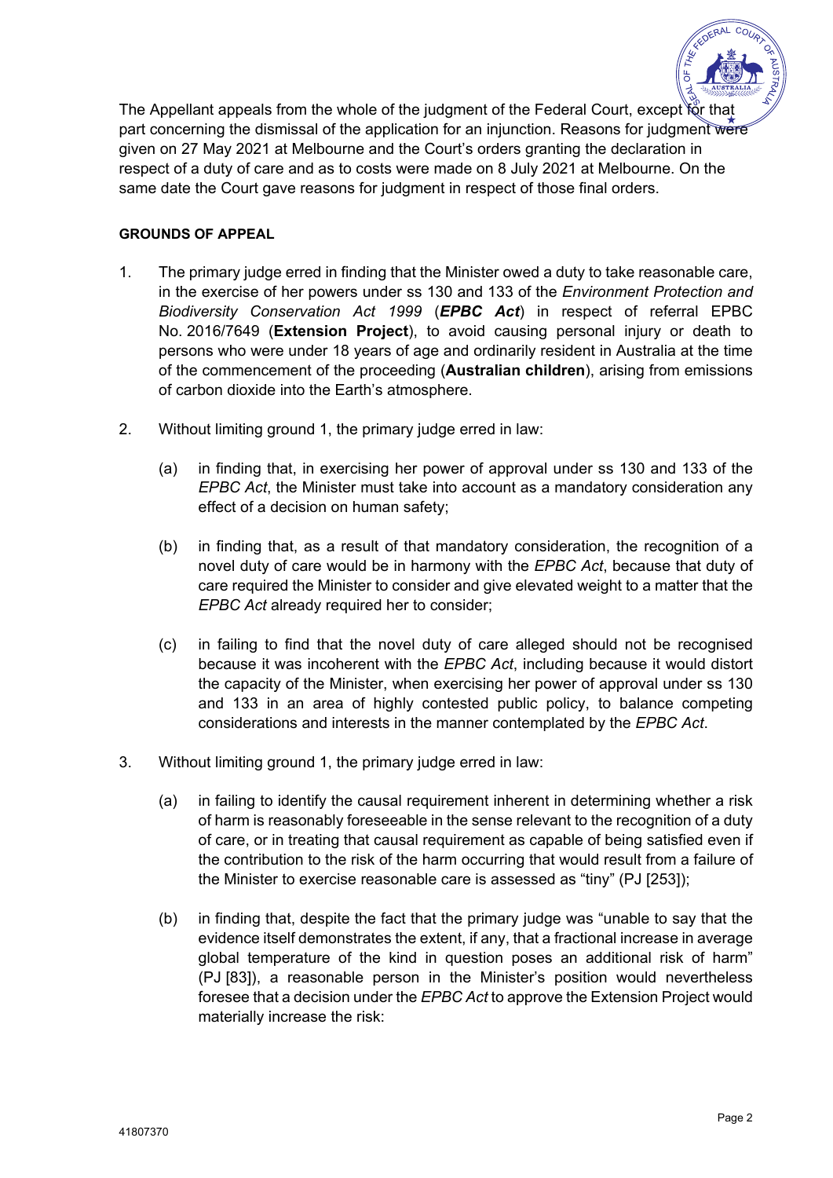The Appellant appeals from the whole of the judgment of the Federal Court, except for that part concerning the dismissal of the application for an injunction. Reasons for judgment were given on 27 May 2021 at Melbourne and the Court's orders granting the declaration in respect of a duty of care and as to costs were made on 8 July 2021 at Melbourne. On the same date the Court gave reasons for judgment in respect of those final orders.

**GROUNDS OF APPEAL**

1. The primary judge erred in finding that the Minister owed a duty to take reasonable care, in the exercise of her powers under ss 130 and 133 of the *Environment Protection and Biodiversity Conservation Act 1999* (***EPBC Act***) in respect of referral EPBC No. 2016/7649 (**Extension Project**), to avoid causing personal injury or death to persons who were under 18 years of age and ordinarily resident in Australia at the time of the commencement of the proceeding (**Australian children**), arising from emissions of carbon dioxide into the Earth's atmosphere.

2. Without limiting ground 1, the primary judge erred in law:

   (a) in finding that, in exercising her power of approval under ss 130 and 133 of the *EPBC Act*, the Minister must take into account as a mandatory consideration any effect of a decision on human safety;

   (b) in finding that, as a result of that mandatory consideration, the recognition of a novel duty of care would be in harmony with the *EPBC Act*, because that duty of care required the Minister to consider and give elevated weight to a matter that the *EPBC Act* already required her to consider;

   (c) in failing to find that the novel duty of care alleged should not be recognised because it was incoherent with the *EPBC Act*, including because it would distort the capacity of the Minister, when exercising her power of approval under ss 130 and 133 in an area of highly contested public policy, to balance competing considerations and interests in the manner contemplated by the *EPBC Act*.

3. Without limiting ground 1, the primary judge erred in law:

   (a) in failing to identify the causal requirement inherent in determining whether a risk of harm is reasonably foreseeable in the sense relevant to the recognition of a duty of care, or in treating that causal requirement as capable of being satisfied even if the contribution to the risk of the harm occurring that would result from a failure of the Minister to exercise reasonable care is assessed as "tiny" (PJ [253]);

   (b) in finding that, despite the fact that the primary judge was "unable to say that the evidence itself demonstrates the extent, if any, that a fractional increase in average global temperature of the kind in question poses an additional risk of harm" (PJ [83]), a reasonable person in the Minister's position would nevertheless foresee that a decision under the *EPBC Act* to approve the Extension Project would materially increase the risk: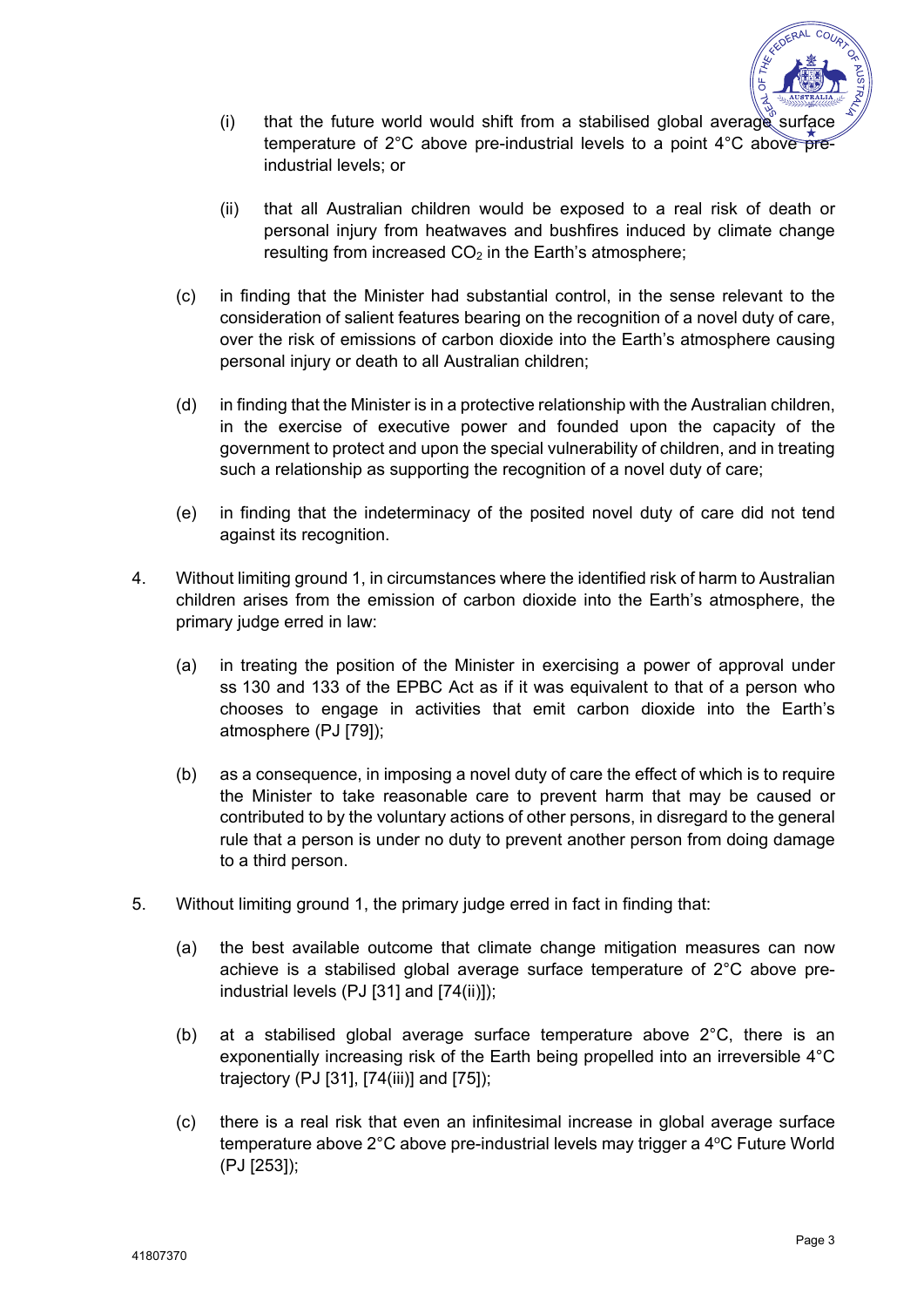(i) that the future world would shift from a stabilised global average surface temperature of 2°C above pre-industrial levels to a point 4°C above pre-industrial levels; or

(ii) that all Australian children would be exposed to a real risk of death or personal injury from heatwaves and bushfires induced by climate change resulting from increased $CO_2$ in the Earth's atmosphere;

(c) in finding that the Minister had substantial control, in the sense relevant to the consideration of salient features bearing on the recognition of a novel duty of care, over the risk of emissions of carbon dioxide into the Earth's atmosphere causing personal injury or death to all Australian children;

(d) in finding that the Minister is in a protective relationship with the Australian children, in the exercise of executive power and founded upon the capacity of the government to protect and upon the special vulnerability of children, and in treating such a relationship as supporting the recognition of a novel duty of care;

(e) in finding that the indeterminacy of the posited novel duty of care did not tend against its recognition.

4. Without limiting ground 1, in circumstances where the identified risk of harm to Australian children arises from the emission of carbon dioxide into the Earth's atmosphere, the primary judge erred in law:

   (a) in treating the position of the Minister in exercising a power of approval under ss 130 and 133 of the EPBC Act as if it was equivalent to that of a person who chooses to engage in activities that emit carbon dioxide into the Earth's atmosphere (PJ [79]);

   (b) as a consequence, in imposing a novel duty of care the effect of which is to require the Minister to take reasonable care to prevent harm that may be caused or contributed to by the voluntary actions of other persons, in disregard to the general rule that a person is under no duty to prevent another person from doing damage to a third person.

5. Without limiting ground 1, the primary judge erred in fact in finding that:

   (a) the best available outcome that climate change mitigation measures can now achieve is a stabilised global average surface temperature of 2°C above pre-industrial levels (PJ [31] and [74(ii)]);

   (b) at a stabilised global average surface temperature above 2°C, there is an exponentially increasing risk of the Earth being propelled into an irreversible 4°C trajectory (PJ [31], [74(iii)] and [75]);

   (c) there is a real risk that even an infinitesimal increase in global average surface temperature above 2°C above pre-industrial levels may trigger a 4°C Future World (PJ [253]);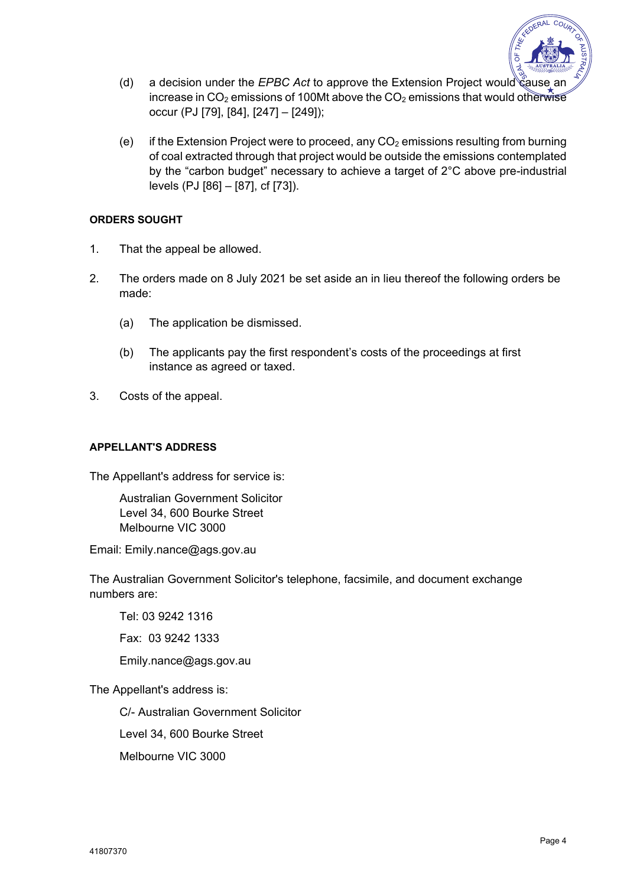(d) a decision under the *EPBC Act* to approve the Extension Project would cause an increase in $CO_2$ emissions of 100Mt above the $CO_2$ emissions that would otherwise occur (PJ [79], [84], [247] – [249]);

(e) if the Extension Project were to proceed, any $CO_2$ emissions resulting from burning of coal extracted through that project would be outside the emissions contemplated by the "carbon budget" necessary to achieve a target of 2°C above pre-industrial levels (PJ [86] – [87], cf [73]).

**ORDERS SOUGHT**

1. That the appeal be allowed.

2. The orders made on 8 July 2021 be set aside an in lieu thereof the following orders be made:

   (a) The application be dismissed.

   (b) The applicants pay the first respondent's costs of the proceedings at first instance as agreed or taxed.

3. Costs of the appeal.

**APPELLANT'S ADDRESS**

The Appellant's address for service is:

Australian Government Solicitor
Level 34, 600 Bourke Street
Melbourne VIC 3000

Email: Emily.nance@ags.gov.au

The Australian Government Solicitor's telephone, facsimile, and document exchange numbers are:

Tel: 03 9242 1316

Fax: 03 9242 1333

Emily.nance@ags.gov.au

The Appellant's address is:

C/- Australian Government Solicitor

Level 34, 600 Bourke Street

Melbourne VIC 3000

41807370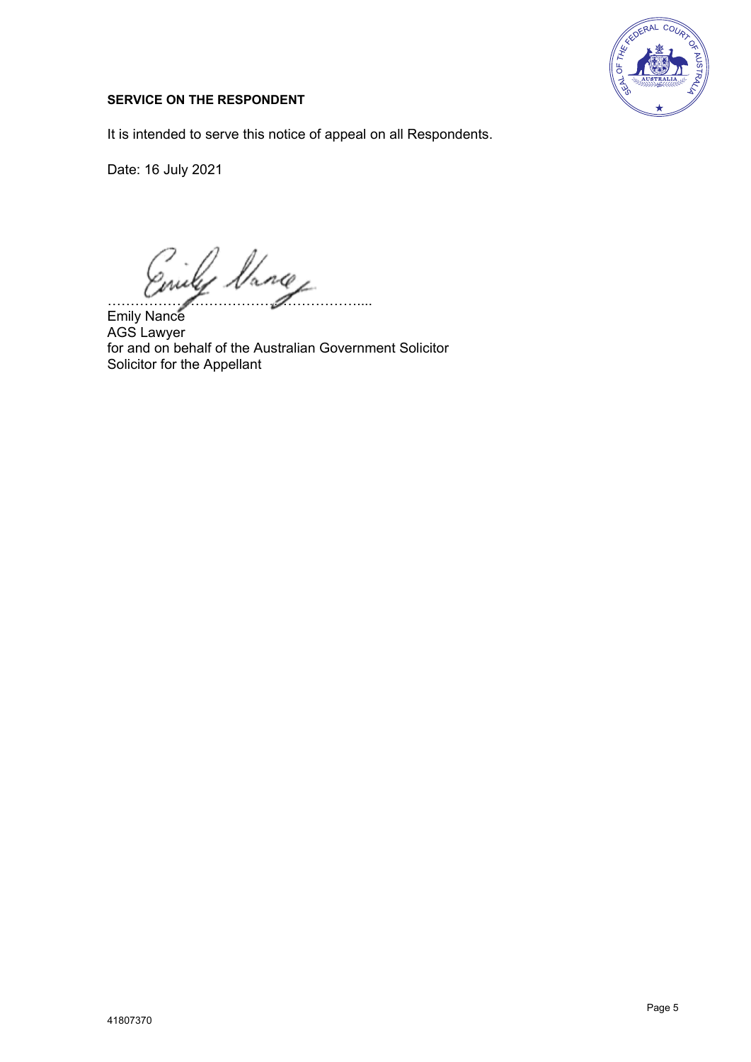**SERVICE ON THE RESPONDENT**

It is intended to serve this notice of appeal on all Respondents.

Date: 16 July 2021

…………………………………………………....
Emily Nance
AGS Lawyer
for and on behalf of the Australian Government Solicitor
Solicitor for the Appellant

41807370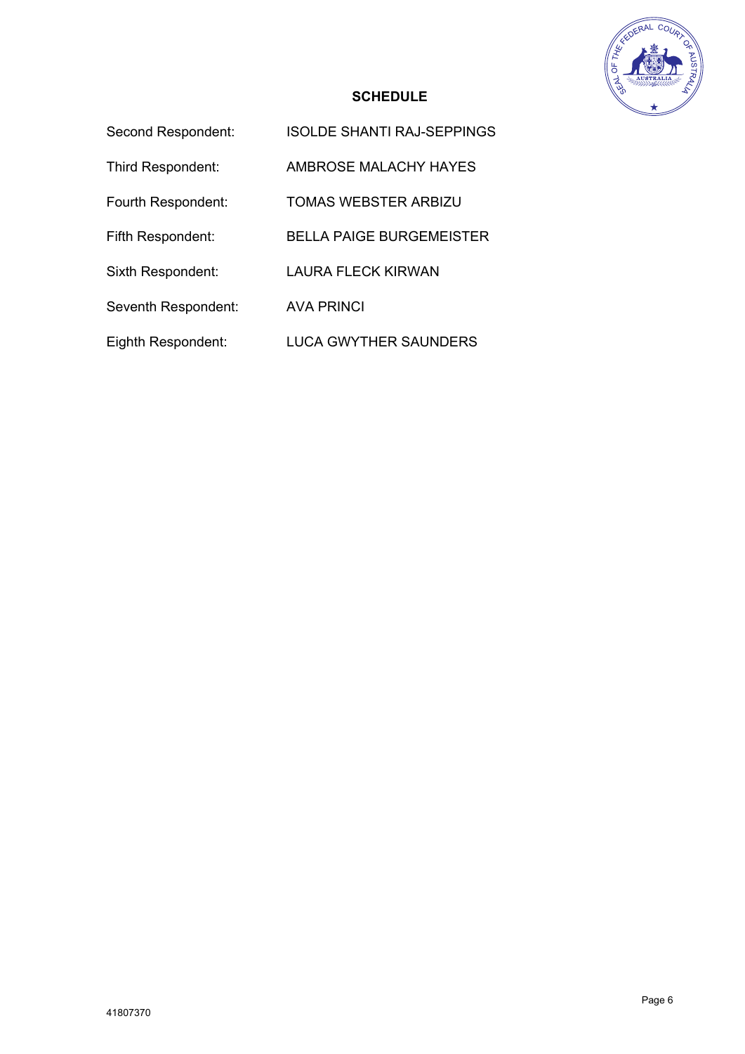## SCHEDULE

| | |
|---|---|
| Second Respondent: | ISOLDE SHANTI RAJ-SEPPINGS |
| Third Respondent: | AMBROSE MALACHY HAYES |
| Fourth Respondent: | TOMAS WEBSTER ARBIZU |
| Fifth Respondent: | BELLA PAIGE BURGEMEISTER |
| Sixth Respondent: | LAURA FLECK KIRWAN |
| Seventh Respondent: | AVA PRINCI |
| Eighth Respondent: | LUCA GWYTHER SAUNDERS |

41807370